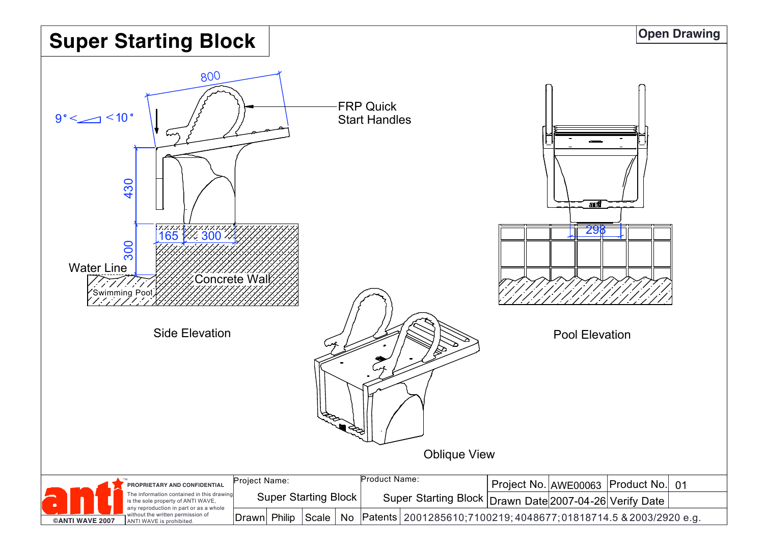# Super Starting Block

**Open Drawing**

800

9° < ◿ < 10°

FRP Quick Start Handles

430

165 | 300

300

Water Line

Swimming Pool

Concrete Wall

Side Elevation

298

Pool Elevation

Oblique View

| | | | | | | | | | |
|---|---|---|---|---|---|---|---|---|---|
| **PROPRIETARY AND CONFIDENTIAL** The information contained in this drawing is the sole property of ANTI WAVE, any reproduction in part or as a whole without the permission of ANTI WAVE is prohibited. | Project Name: Super Starting Block | | | Product Name: Super Starting Block | Project No. | AWE00063 | Product No. | 01 | |
| ©ANTI WAVE 2007 | | | | | Drawn Date | 2007-04-26 | Verify Date | | |
| | Drawn | Philip | Scale | No | Patents | 2001285610;7100219;4048677;01818714.5 & 2003/2920 e.g. | | | |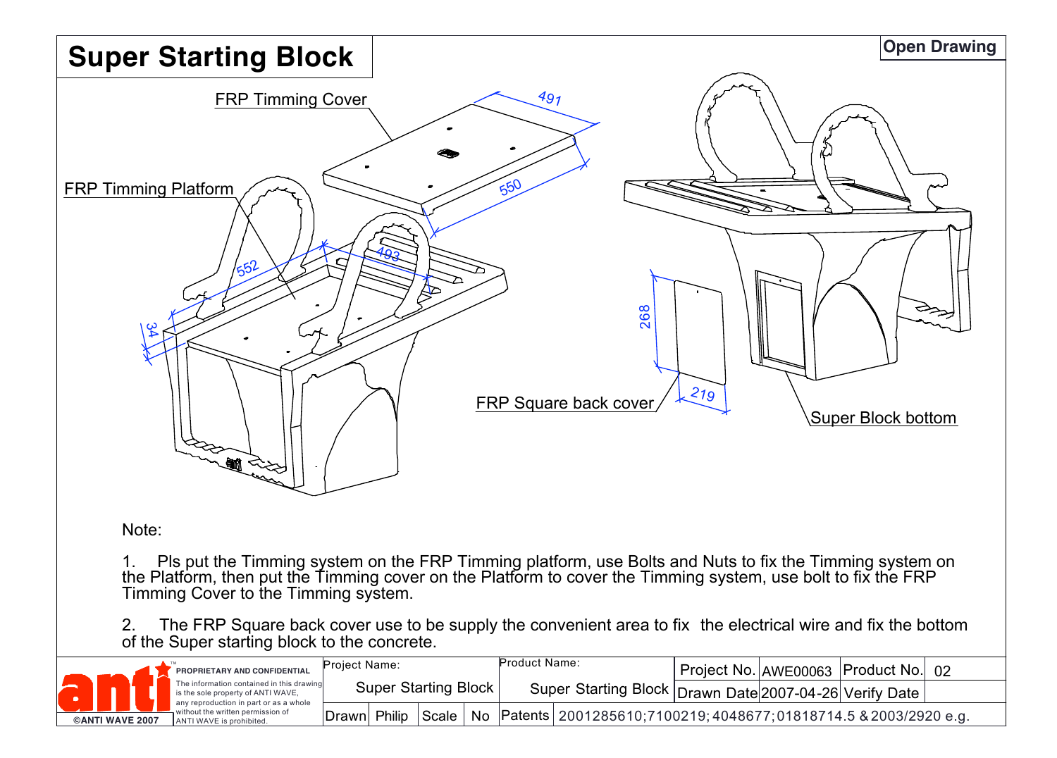# Super Starting Block

**Open Drawing**

FRP Timming Cover

491

550

FRP Timming Platform

552

493

34

268

219

FRP Square back cover

Super Block bottom

Note:

1. Pls put the Timming system on the FRP Timming platform, use Bolts and Nuts to fix the Timming system on the Platform, then put the Timming cover on the Platform to cover the Timming system, use bolt to fix the FRP Timming Cover to the Timming system.

2. The FRP Square back cover use to be supply the convenient area to fix the electrical wire and fix the bottom of the Super starting block to the concrete.

| ©ANTI WAVE 2007 | PROPRIETARY AND CONFIDENTIAL The information contained in this drawing is the sole property of ANTI WAVE, any reproduction in part or as a whole without the written permission of ANTI WAVE is prohibited. | Project Name: Super Starting Block | | | | Product Name: Super Starting Block | | Project No. | AWE00063 | Product No. | 02 |
|---|---|---|---|---|---|---|---|---|---|---|---|
| | | | | | | | | Drawn Date | 2007-04-26 | Verify Date | |
| | | Drawn | Philip | Scale | No | Patents | 2001285610;7100219;4048677;01818714.5 & 2003/2920 e.g. | | | | |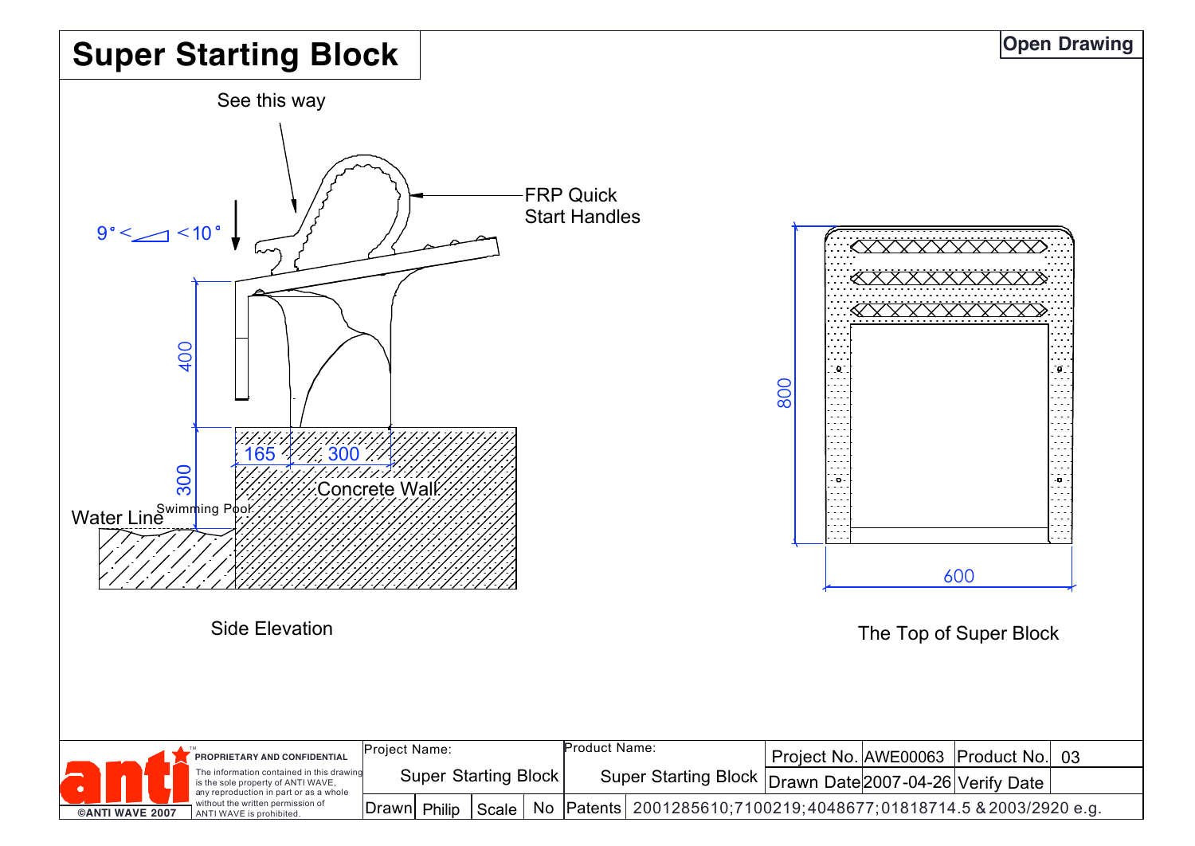# Super Starting Block

**Open Drawing**

See this way

FRP Quick Start Handles

9° < ◿ < 10°

400

300

165

300

Concrete Wall

Water Line

Swimming Pool

Side Elevation

800

600

The Top of Super Block

**PROPRIETARY AND CONFIDENTIAL**

The information contained in this drawing is the sole property of ANTI WAVE, any reproduction in part or as a whole without the written permission of ANTI WAVE is prohibited.

©ANTI WAVE 2007

| Project Name: | Product Name: | Project No. | AWE00063 | Product No. | 03 |
|---|---|---|---|---|---|
| Super Starting Block | Super Starting Block | Drawn Date | 2007-04-26 | Verify Date | |

| Drawn | Philip | Scale | No | Patents | 2001285610;7100219;4048677;01818714.5 & 2003/2920 e.g. |
|---|---|---|---|---|---|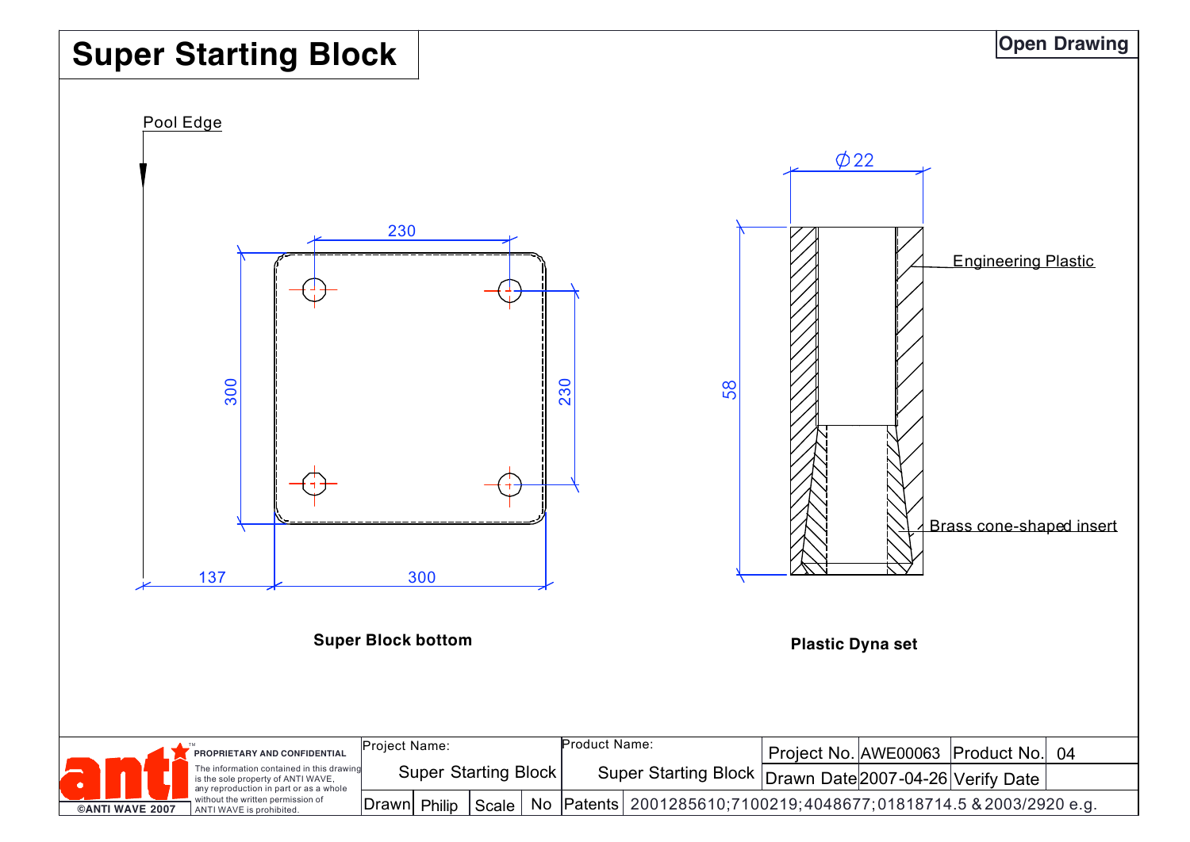# Super Starting Block

**Open Drawing**

Pool Edge

230

300

230

137

300

**Super Block bottom**

Ø22

58

Engineering Plastic

Brass cone-shaped insert

**Plastic Dyna set**

PROPRIETARY AND CONFIDENTIAL

The information contained in this drawing is the sole property of ANTI WAVE, any reproduction in part or as a whole without the written permission of ANTI WAVE is prohibited.

©ANTI WAVE 2007

| Project Name: | | | | Product Name: | Project No. | AWE00063 | Product No. | 04 |
|---|---|---|---|---|---|---|---|---|
| Super Starting Block | | | | Super Starting Block | Drawn Date | 2007-04-26 | Verify Date | |
| Drawn | Philip | Scale | No | Patents | 2001285610;7100219;4048677;01818714.5 & 2003/2920 e.g. | | | |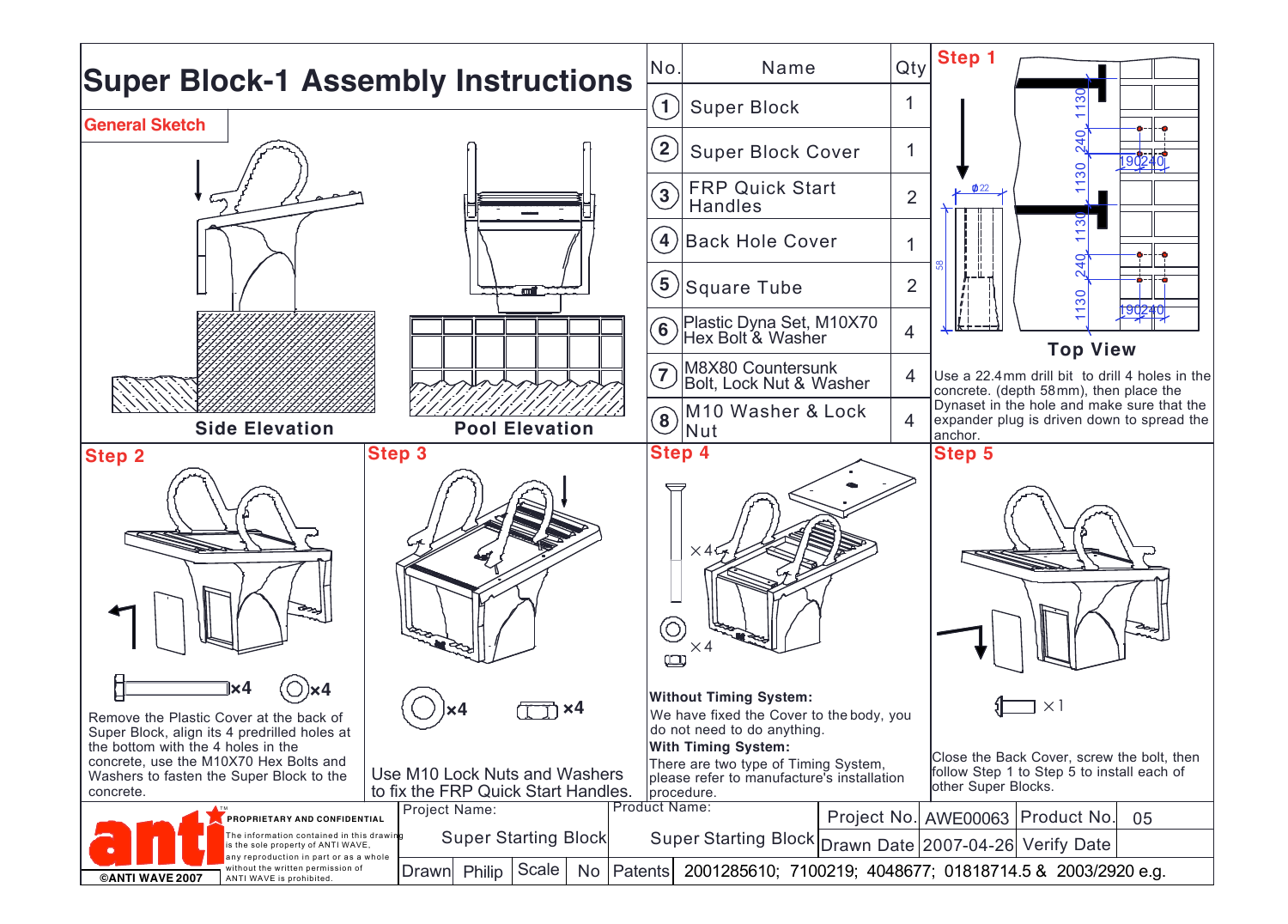# Super Block-1 Assembly Instructions

## General Sketch

Side Elevation

Pool Elevation

| No. | Name | Qty |
|---|---|---|
| 1 | Super Block | 1 |
| 2 | Super Block Cover | 1 |
| 3 | FRP Quick Start Handles | 2 |
| 4 | Back Hole Cover | 1 |
| 5 | Square Tube | 2 |
| 6 | Plastic Dyna Set, M10X70 Hex Bolt & Washer | 4 |
| 7 | M8X80 Countersunk Bolt, Lock Nut & Washer | 4 |
| 8 | M10 Washer & Lock Nut | 4 |

## Step 1

1130 240 1130 1130 240 1130

190 240

190 240

ϕ22

58

Top View

Use a 22.4mm drill bit to drill 4 holes in the concrete. (depth 58mm), then place the Dynaset in the hole and make sure that the expander plug is driven down to spread the anchor.

## Step 2

×4 ×4

Remove the Plastic Cover at the back of Super Block, align its 4 predrilled holes at the bottom with the 4 holes in the concrete, use the M10X70 Hex Bolts and Washers to fasten the Super Block to the concrete.

## Step 3

×4 ×4

Use M10 Lock Nuts and Washers to fix the FRP Quick Start Handles.

## Step 4

×4

×4

**Without Timing System:**

We have fixed the Cover to the body, you do not need to do anything.

**With Timing System:**

There are two type of Timing System, please refer to manufacture's installation procedure.

## Step 5

×1

Close the Back Cover, screw the bolt, then follow Step 1 to Step 5 to install each of other Super Blocks.

---

anti™

PROPRIETARY AND CONFIDENTIAL

The information contained in this drawing is the sole property of ANTI WAVE, any reproduction in part or as a whole without the written permission of ANTI WAVE is prohibited.

©ANTI WAVE 2007

| | | | | | | | | |
|---|---|---|---|---|---|---|---|---|
| Project Name: Super Starting Block | | | Product Name: Super Starting Block | Project No. | AWE00063 | Product No. | 05 |
| | | | | Drawn Date | 2007-04-26 | Verify Date | |
| Drawn | Philip | Scale | No | Patents | 2001285610; 7100219; 4048677; 01818714.5 & 2003/2920 e.g. | | |